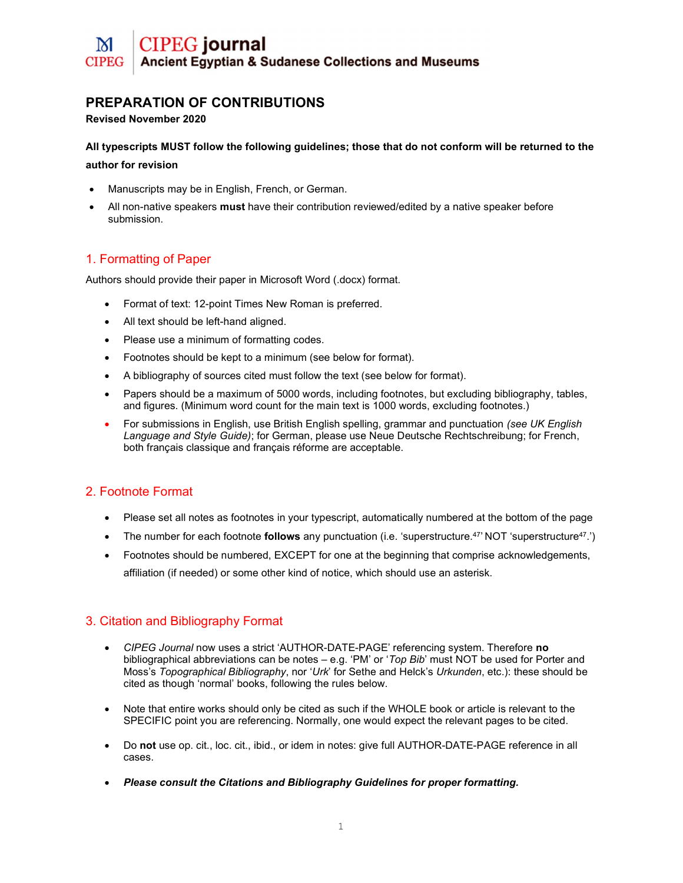**CIPEG journal**
**Ancient Egyptian & Sudanese Collections and Museums**

# PREPARATION OF CONTRIBUTIONS

**Revised November 2020**

**All typescripts MUST follow the following guidelines; those that do not conform will be returned to the author for revision**

- Manuscripts may be in English, French, or German.
- All non-native speakers **must** have their contribution reviewed/edited by a native speaker before submission.

## 1. Formatting of Paper

Authors should provide their paper in Microsoft Word (.docx) format.

- Format of text: 12-point Times New Roman is preferred.
- All text should be left-hand aligned.
- Please use a minimum of formatting codes.
- Footnotes should be kept to a minimum (see below for format).
- A bibliography of sources cited must follow the text (see below for format).
- Papers should be a maximum of 5000 words, including footnotes, but excluding bibliography, tables, and figures. (Minimum word count for the main text is 1000 words, excluding footnotes.)
- For submissions in English, use British English spelling, grammar and punctuation *(see UK English Language and Style Guide)*; for German, please use Neue Deutsche Rechtschreibung; for French, both français classique and français réforme are acceptable.

## 2. Footnote Format

- Please set all notes as footnotes in your typescript, automatically numbered at the bottom of the page
- The number for each footnote **follows** any punctuation (i.e. 'superstructure.[47]' NOT 'superstructure[47].')
- Footnotes should be numbered, EXCEPT for one at the beginning that comprise acknowledgements, affiliation (if needed) or some other kind of notice, which should use an asterisk.

## 3. Citation and Bibliography Format

- *CIPEG Journal* now uses a strict 'AUTHOR-DATE-PAGE' referencing system. Therefore **no** bibliographical abbreviations can be notes – e.g. 'PM' or '*Top Bib*' must NOT be used for Porter and Moss's *Topographical Bibliography*, nor '*Urk*' for Sethe and Helck's *Urkunden*, etc.): these should be cited as though 'normal' books, following the rules below.

- Note that entire works should only be cited as such if the WHOLE book or article is relevant to the SPECIFIC point you are referencing. Normally, one would expect the relevant pages to be cited.

- Do **not** use op. cit., loc. cit., ibid., or idem in notes: give full AUTHOR-DATE-PAGE reference in all cases.

- ***Please consult the Citations and Bibliography Guidelines for proper formatting.***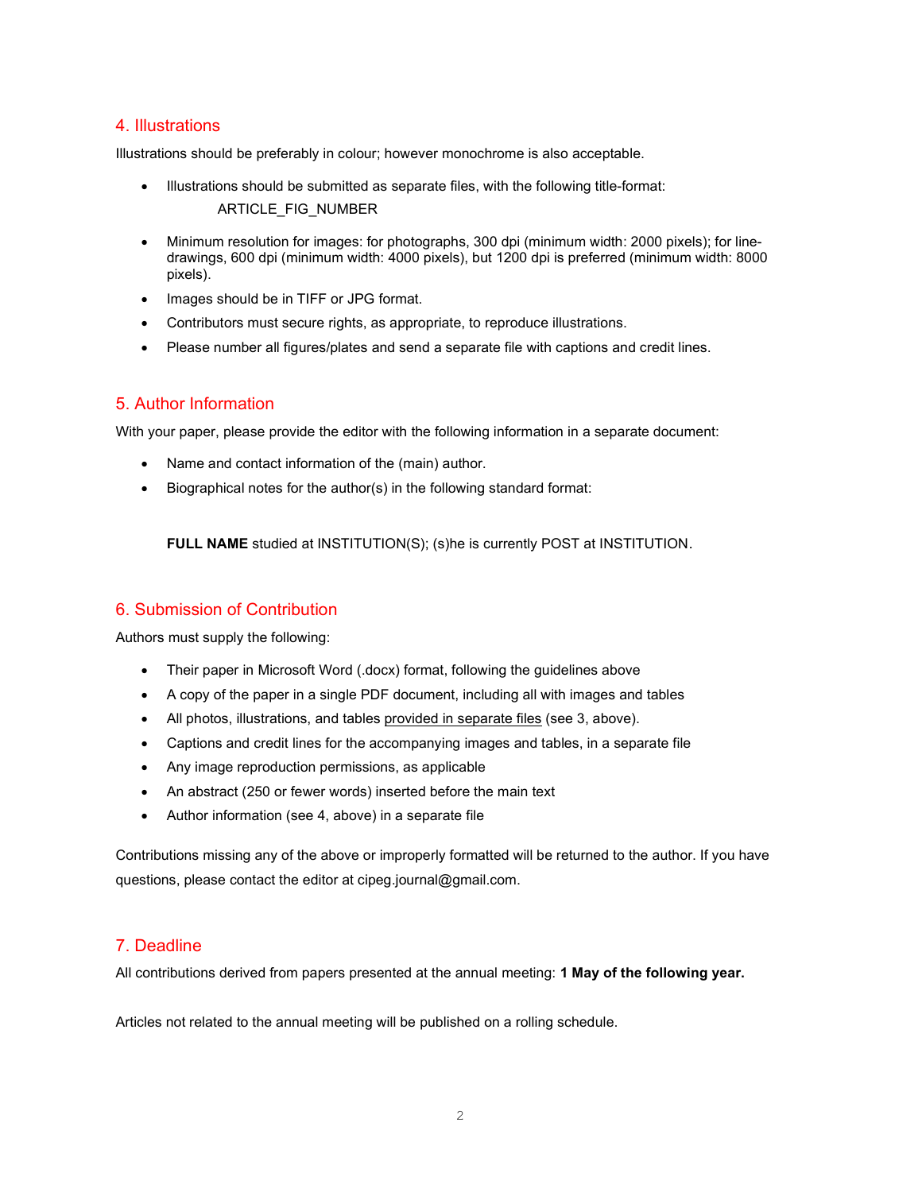## 4. Illustrations

Illustrations should be preferably in colour; however monochrome is also acceptable.

- Illustrations should be submitted as separate files, with the following title-format:

  ARTICLE_FIG_NUMBER

- Minimum resolution for images: for photographs, 300 dpi (minimum width: 2000 pixels); for line-drawings, 600 dpi (minimum width: 4000 pixels), but 1200 dpi is preferred (minimum width: 8000 pixels).
- Images should be in TIFF or JPG format.
- Contributors must secure rights, as appropriate, to reproduce illustrations.
- Please number all figures/plates and send a separate file with captions and credit lines.

## 5. Author Information

With your paper, please provide the editor with the following information in a separate document:

- Name and contact information of the (main) author.
- Biographical notes for the author(s) in the following standard format:

  **FULL NAME** studied at INSTITUTION(S); (s)he is currently POST at INSTITUTION.

## 6. Submission of Contribution

Authors must supply the following:

- Their paper in Microsoft Word (.docx) format, following the guidelines above
- A copy of the paper in a single PDF document, including all with images and tables
- All photos, illustrations, and tables provided in separate files (see 3, above).
- Captions and credit lines for the accompanying images and tables, in a separate file
- Any image reproduction permissions, as applicable
- An abstract (250 or fewer words) inserted before the main text
- Author information (see 4, above) in a separate file

Contributions missing any of the above or improperly formatted will be returned to the author. If you have questions, please contact the editor at cipeg.journal@gmail.com.

## 7. Deadline

All contributions derived from papers presented at the annual meeting: **1 May of the following year.**

Articles not related to the annual meeting will be published on a rolling schedule.